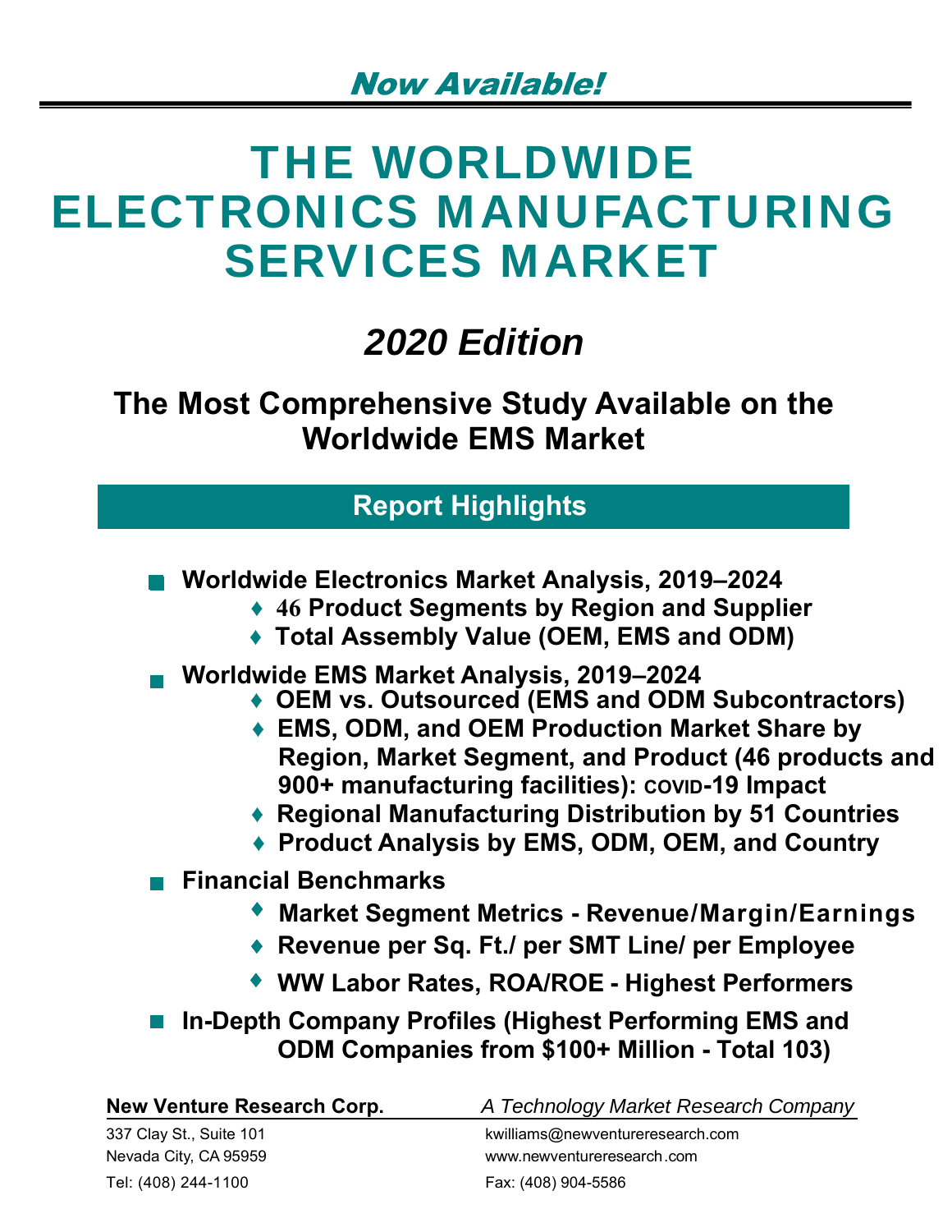*Now Available!*

# THE WORLDWIDE ELECTRONICS MANUFACTURING SERVICES MARKET

## *2020 Edition*

### The Most Comprehensive Study Available on the Worldwide EMS Market

## Report Highlights

- **Worldwide Electronics Market Analysis, 2019–2024**
  - **46 Product Segments by Region and Supplier**
  - **Total Assembly Value (OEM, EMS and ODM)**
- **Worldwide EMS Market Analysis, 2019–2024**
  - **OEM vs. Outsourced (EMS and ODM Subcontractors)**
  - **EMS, ODM, and OEM Production Market Share by Region, Market Segment, and Product (46 products and 900+ manufacturing facilities): COVID-19 Impact**
  - **Regional Manufacturing Distribution by 51 Countries**
  - **Product Analysis by EMS, ODM, OEM, and Country**
- **Financial Benchmarks**
  - **Market Segment Metrics - Revenue/Margin/Earnings**
  - **Revenue per Sq. Ft./ per SMT Line/ per Employee**
  - **WW Labor Rates, ROA/ROE - Highest Performers**
- **In-Depth Company Profiles (Highest Performing EMS and ODM Companies from $100+ Million - Total 103)**

**New Venture Research Corp.** *A Technology Market Research Company*

337 Clay St., Suite 101
Nevada City, CA 95959
Tel: (408) 244-1100

kwilliams@newventureresearch.com
www.newventureresearch.com
Fax: (408) 904-5586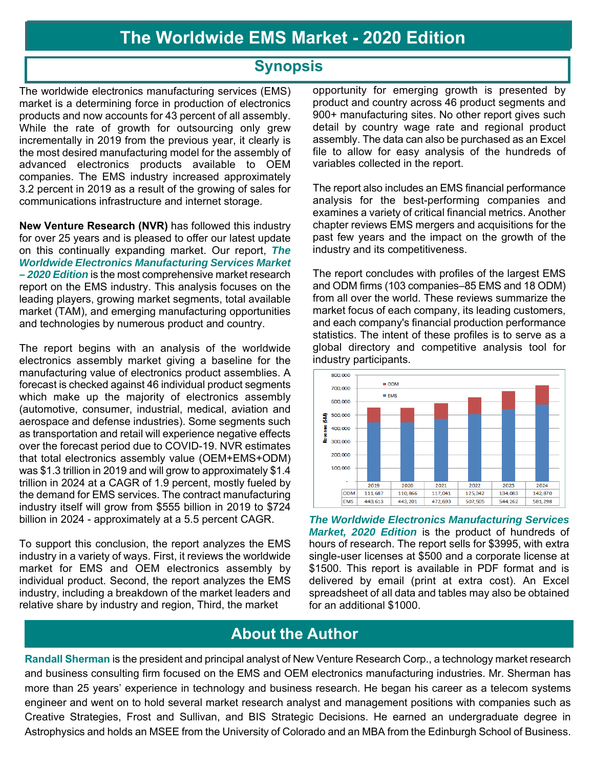# The Worldwide EMS Market - 2020 Edition

## Synopsis

The worldwide electronics manufacturing services (EMS) market is a determining force in production of electronics products and now accounts for 43 percent of all assembly. While the rate of growth for outsourcing only grew incrementally in 2019 from the previous year, it clearly is the most desired manufacturing model for the assembly of advanced electronics products available to OEM companies. The EMS industry increased approximately 3.2 percent in 2019 as a result of the growing of sales for communications infrastructure and internet storage.

**New Venture Research (NVR)** has followed this industry for over 25 years and is pleased to offer our latest update on this continually expanding market. Our report, ***The Worldwide Electronics Manufacturing Services Market – 2020 Edition*** is the most comprehensive market research report on the EMS industry. This analysis focuses on the leading players, growing market segments, total available market (TAM), and emerging manufacturing opportunities and technologies by numerous product and country.

The report begins with an analysis of the worldwide electronics assembly market giving a baseline for the manufacturing value of electronics product assemblies. A forecast is checked against 46 individual product segments which make up the majority of electronics assembly (automotive, consumer, industrial, medical, aviation and aerospace and defense industries). Some segments such as transportation and retail will experience negative effects over the forecast period due to COVID-19. NVR estimates that total electronics assembly value (OEM+EMS+ODM) was $1.3 trillion in 2019 and will grow to approximately $1.4 trillion in 2024 at a CAGR of 1.9 percent, mostly fueled by the demand for EMS services. The contract manufacturing industry itself will grow from $555 billion in 2019 to $724 billion in 2024 - approximately at a 5.5 percent CAGR.

To support this conclusion, the report analyzes the EMS industry in a variety of ways. First, it reviews the worldwide market for EMS and OEM electronics assembly by individual product. Second, the report analyzes the EMS industry, including a breakdown of the market leaders and relative share by industry and region, Third, the market opportunity for emerging growth is presented by product and country across 46 product segments and 900+ manufacturing sites. No other report gives such detail by country wage rate and regional product assembly. The data can also be purchased as an Excel file to allow for easy analysis of the hundreds of variables collected in the report.

The report also includes an EMS financial performance analysis for the best-performing companies and examines a variety of critical financial metrics. Another chapter reviews EMS mergers and acquisitions for the past few years and the impact on the growth of the industry and its competitiveness.

The report concludes with profiles of the largest EMS and ODM firms (103 companies–85 EMS and 18 ODM) from all over the world. These reviews summarize the market focus of each company, its leading customers, and each company's financial production performance statistics. The intent of these profiles is to serve as a global directory and competitive analysis tool for industry participants.

Revenue ($M)

| | 2019 | 2020 | 2021 | 2022 | 2023 | 2024 |
|---|---|---|---|---|---|---|
| ODM | 111,687 | 110,866 | 117,041 | 125,342 | 134,083 | 142,870 |
| EMS | 443,613 | 443,201 | 472,693 | 507,505 | 544,262 | 581,298 |

***The Worldwide Electronics Manufacturing Services Market, 2020 Edition*** is the product of hundreds of hours of research. The report sells for $3995, with extra single-user licenses at $500 and a corporate license at $1500. This report is available in PDF format and is delivered by email (print at extra cost). An Excel spreadsheet of all data and tables may also be obtained for an additional $1000.

## About the Author

**Randall Sherman** is the president and principal analyst of New Venture Research Corp., a technology market research and business consulting firm focused on the EMS and OEM electronics manufacturing industries. Mr. Sherman has more than 25 years' experience in technology and business research. He began his career as a telecom systems engineer and went on to hold several market research analyst and management positions with companies such as Creative Strategies, Frost and Sullivan, and BIS Strategic Decisions. He earned an undergraduate degree in Astrophysics and holds an MSEE from the University of Colorado and an MBA from the Edinburgh School of Business.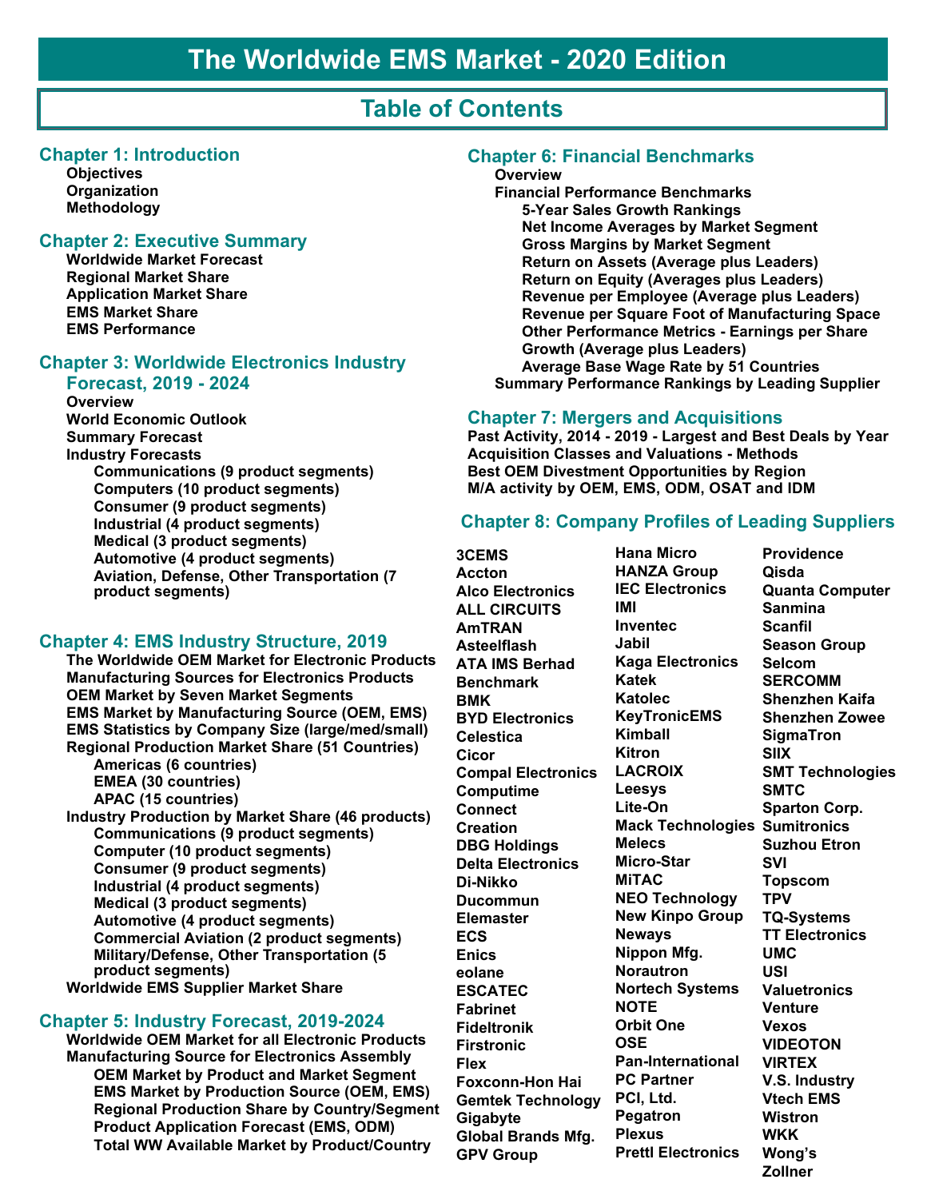# The Worldwide EMS Market - 2020 Edition

## Table of Contents

### Chapter 1: Introduction

- Objectives
- Organization
- Methodology

### Chapter 2: Executive Summary

- Worldwide Market Forecast
- Regional Market Share
- Application Market Share
- EMS Market Share
- EMS Performance

### Chapter 3: Worldwide Electronics Industry Forecast, 2019 - 2024

- Overview
- World Economic Outlook
- Summary Forecast
- Industry Forecasts
  - Communications (9 product segments)
  - Computers (10 product segments)
  - Consumer (9 product segments)
  - Industrial (4 product segments)
  - Medical (3 product segments)
  - Automotive (4 product segments)
  - Aviation, Defense, Other Transportation (7 product segments)

### Chapter 4: EMS Industry Structure, 2019

- The Worldwide OEM Market for Electronic Products
- Manufacturing Sources for Electronics Products
- OEM Market by Seven Market Segments
- EMS Market by Manufacturing Source (OEM, EMS)
- EMS Statistics by Company Size (large/med/small)
- Regional Production Market Share (51 Countries)
  - Americas (6 countries)
  - EMEA (30 countries)
  - APAC (15 countries)
- Industry Production by Market Share (46 products)
  - Communications (9 product segments)
  - Computer (10 product segments)
  - Consumer (9 product segments)
  - Industrial (4 product segments)
  - Medical (3 product segments)
  - Automotive (4 product segments)
  - Commercial Aviation (2 product segments)
  - Military/Defense, Other Transportation (5 product segments)
- Worldwide EMS Supplier Market Share

### Chapter 5: Industry Forecast, 2019-2024

- Worldwide OEM Market for all Electronic Products
- Manufacturing Source for Electronics Assembly
  - OEM Market by Product and Market Segment
  - EMS Market by Production Source (OEM, EMS)
  - Regional Production Share by Country/Segment
  - Product Application Forecast (EMS, ODM)
  - Total WW Available Market by Product/Country

### Chapter 6: Financial Benchmarks

- Overview
- Financial Performance Benchmarks
  - 5-Year Sales Growth Rankings
  - Net Income Averages by Market Segment
  - Gross Margins by Market Segment
  - Return on Assets (Average plus Leaders)
  - Return on Equity (Averages plus Leaders)
  - Revenue per Employee (Average plus Leaders)
  - Revenue per Square Foot of Manufacturing Space
  - Other Performance Metrics - Earnings per Share Growth (Average plus Leaders)
  - Average Base Wage Rate by 51 Countries
- Summary Performance Rankings by Leading Supplier

### Chapter 7: Mergers and Acquisitions

- Past Activity, 2014 - 2019 - Largest and Best Deals by Year
- Acquisition Classes and Valuations - Methods
- Best OEM Divestment Opportunities by Region
- M/A activity by OEM, EMS, ODM, OSAT and IDM

### Chapter 8: Company Profiles of Leading Suppliers

3CEMS
Accton
Alco Electronics
ALL CIRCUITS
AmTRAN
Asteelflash
ATA IMS Berhad
Benchmark
BMK
BYD Electronics
Celestica
Cicor
Compal Electronics
Computime
Connect
Creation
DBG Holdings
Delta Electronics
Di-Nikko
Ducommun
Elemaster
ECS
Enics
eolane
ESCATEC
Fabrinet
Fideltronik
Firstronic
Flex
Foxconn-Hon Hai
Gemtek Technology
Gigabyte
Global Brands Mfg.
GPV Group
Hana Micro
HANZA Group
IEC Electronics
IMI
Inventec
Jabil
Kaga Electronics
Katek
Katolec
KeyTronicEMS
Kimball
Kitron
LACROIX
Leesys
Lite-On
Mack Technologies
Melecs
Micro-Star
MiTAC
NEO Technology
New Kinpo Group
Neways
Nippon Mfg.
Norautron
Nortech Systems
NOTE
Orbit One
OSE
Pan-International
PC Partner
PCI, Ltd.
Pegatron
Plexus
Prettl Electronics
Providence
Qisda
Quanta Computer
Sanmina
Scanfil
Season Group
Selcom
SERCOMM
Shenzhen Kaifa
Shenzhen Zowee
SigmaTron
SIIX
SMT Technologies
SMTC
Sparton Corp.
Sumitronics
Suzhou Etron
SVI
Topscom
TPV
TQ-Systems
TT Electronics
UMC
USI
Valuetronics
Venture
Vexos
VIDEOTON
VIRTEX
V.S. Industry
Vtech EMS
Wistron
WKK
Wong's
Zollner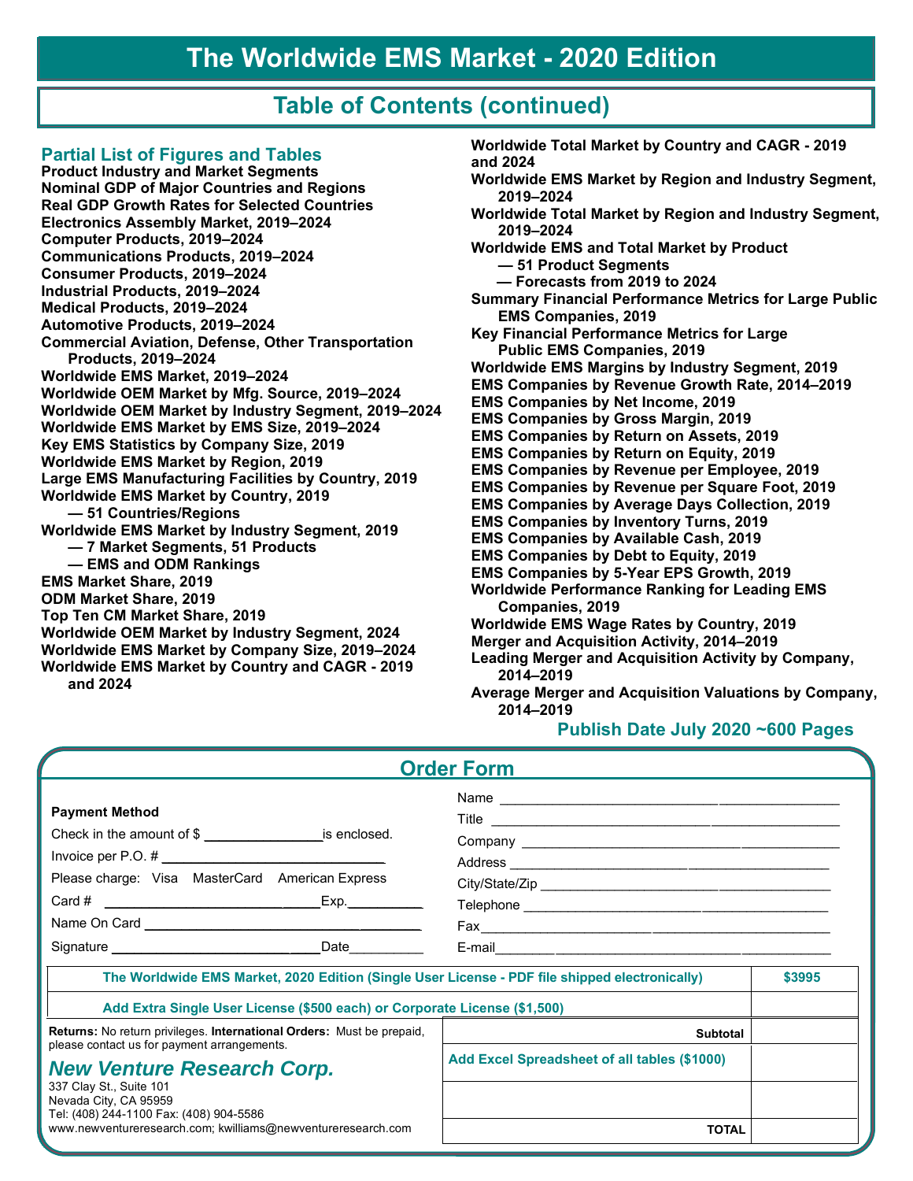# The Worldwide EMS Market - 2020 Edition

## Table of Contents (continued)

### Partial List of Figures and Tables

**Product Industry and Market Segments**
**Nominal GDP of Major Countries and Regions**
**Real GDP Growth Rates for Selected Countries**
**Electronics Assembly Market, 2019–2024**
**Computer Products, 2019–2024**
**Communications Products, 2019–2024**
**Consumer Products, 2019–2024**
**Industrial Products, 2019–2024**
**Medical Products, 2019–2024**
**Automotive Products, 2019–2024**
**Commercial Aviation, Defense, Other Transportation Products, 2019–2024**
**Worldwide EMS Market, 2019–2024**
**Worldwide OEM Market by Mfg. Source, 2019–2024**
**Worldwide OEM Market by Industry Segment, 2019–2024**
**Worldwide EMS Market by EMS Size, 2019–2024**
**Key EMS Statistics by Company Size, 2019**
**Worldwide EMS Market by Region, 2019**
**Large EMS Manufacturing Facilities by Country, 2019**
**Worldwide EMS Market by Country, 2019**
**— 51 Countries/Regions**
**Worldwide EMS Market by Industry Segment, 2019**
**— 7 Market Segments, 51 Products**
**— EMS and ODM Rankings**
**EMS Market Share, 2019**
**ODM Market Share, 2019**
**Top Ten CM Market Share, 2019**
**Worldwide OEM Market by Industry Segment, 2024**
**Worldwide EMS Market by Company Size, 2019–2024**
**Worldwide EMS Market by Country and CAGR - 2019 and 2024**
**Worldwide Total Market by Country and CAGR - 2019 and 2024**
**Worldwide EMS Market by Region and Industry Segment, 2019–2024**
**Worldwide Total Market by Region and Industry Segment, 2019–2024**
**Worldwide EMS and Total Market by Product**
**— 51 Product Segments**
**— Forecasts from 2019 to 2024**
**Summary Financial Performance Metrics for Large Public EMS Companies, 2019**
**Key Financial Performance Metrics for Large Public EMS Companies, 2019**
**Worldwide EMS Margins by Industry Segment, 2019**
**EMS Companies by Revenue Growth Rate, 2014–2019**
**EMS Companies by Net Income, 2019**
**EMS Companies by Gross Margin, 2019**
**EMS Companies by Return on Assets, 2019**
**EMS Companies by Return on Equity, 2019**
**EMS Companies by Revenue per Employee, 2019**
**EMS Companies by Revenue per Square Foot, 2019**
**EMS Companies by Average Days Collection, 2019**
**EMS Companies by Inventory Turns, 2019**
**EMS Companies by Available Cash, 2019**
**EMS Companies by Debt to Equity, 2019**
**EMS Companies by 5-Year EPS Growth, 2019**
**Worldwide Performance Ranking for Leading EMS Companies, 2019**
**Worldwide EMS Wage Rates by Country, 2019**
**Merger and Acquisition Activity, 2014–2019**
**Leading Merger and Acquisition Activity by Company, 2014–2019**
**Average Merger and Acquisition Valuations by Company, 2014–2019**

**Publish Date July 2020 ~600 Pages**

## Order Form

**Payment Method**

Check in the amount of $ ________________ is enclosed.

Invoice per P.O. # ______________________________

Please charge: Visa MasterCard American Express

Card # ______________________________ Exp. __________

Name On Card ______________________________

Signature ______________________________ Date __________

Name ______________________________

Title ______________________________

Company ______________________________

Address ______________________________

City/State/Zip ______________________________

Telephone ______________________________

Fax ______________________________

E-mail ______________________________

| | |
|---|---|
| The Worldwide EMS Market, 2020 Edition (Single User License - PDF file shipped electronically) | $3995 |
| Add Extra Single User License ($500 each) or Corporate License ($1,500) | |
| Subtotal | |
| Add Excel Spreadsheet of all tables ($1000) | |
| | |
| TOTAL | |

**Returns:** No return privileges. **International Orders:** Must be prepaid, please contact us for payment arrangements.

***New Venture Research Corp.***
337 Clay St., Suite 101
Nevada City, CA 95959
Tel: (408) 244-1100 Fax: (408) 904-5586
www.newventureresearch.com; kwilliams@newventureresearch.com